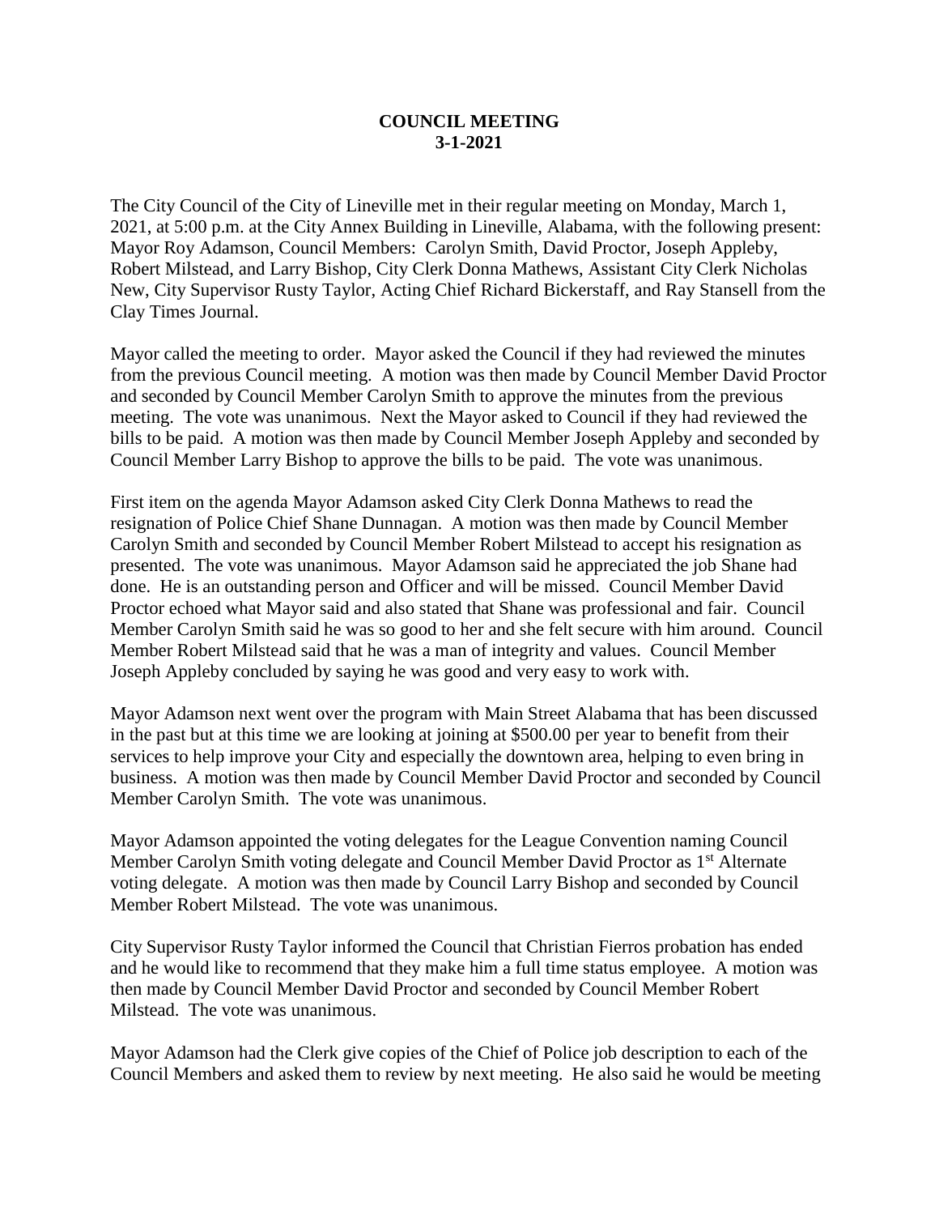**COUNCIL MEETING**
**3-1-2021**

The City Council of the City of Lineville met in their regular meeting on Monday, March 1, 2021, at 5:00 p.m. at the City Annex Building in Lineville, Alabama, with the following present: Mayor Roy Adamson, Council Members: Carolyn Smith, David Proctor, Joseph Appleby, Robert Milstead, and Larry Bishop, City Clerk Donna Mathews, Assistant City Clerk Nicholas New, City Supervisor Rusty Taylor, Acting Chief Richard Bickerstaff, and Ray Stansell from the Clay Times Journal.

Mayor called the meeting to order. Mayor asked the Council if they had reviewed the minutes from the previous Council meeting. A motion was then made by Council Member David Proctor and seconded by Council Member Carolyn Smith to approve the minutes from the previous meeting. The vote was unanimous. Next the Mayor asked to Council if they had reviewed the bills to be paid. A motion was then made by Council Member Joseph Appleby and seconded by Council Member Larry Bishop to approve the bills to be paid. The vote was unanimous.

First item on the agenda Mayor Adamson asked City Clerk Donna Mathews to read the resignation of Police Chief Shane Dunnagan. A motion was then made by Council Member Carolyn Smith and seconded by Council Member Robert Milstead to accept his resignation as presented. The vote was unanimous. Mayor Adamson said he appreciated the job Shane had done. He is an outstanding person and Officer and will be missed. Council Member David Proctor echoed what Mayor said and also stated that Shane was professional and fair. Council Member Carolyn Smith said he was so good to her and she felt secure with him around. Council Member Robert Milstead said that he was a man of integrity and values. Council Member Joseph Appleby concluded by saying he was good and very easy to work with.

Mayor Adamson next went over the program with Main Street Alabama that has been discussed in the past but at this time we are looking at joining at $500.00 per year to benefit from their services to help improve your City and especially the downtown area, helping to even bring in business. A motion was then made by Council Member David Proctor and seconded by Council Member Carolyn Smith. The vote was unanimous.

Mayor Adamson appointed the voting delegates for the League Convention naming Council Member Carolyn Smith voting delegate and Council Member David Proctor as 1st Alternate voting delegate. A motion was then made by Council Larry Bishop and seconded by Council Member Robert Milstead. The vote was unanimous.

City Supervisor Rusty Taylor informed the Council that Christian Fierros probation has ended and he would like to recommend that they make him a full time status employee. A motion was then made by Council Member David Proctor and seconded by Council Member Robert Milstead. The vote was unanimous.

Mayor Adamson had the Clerk give copies of the Chief of Police job description to each of the Council Members and asked them to review by next meeting. He also said he would be meeting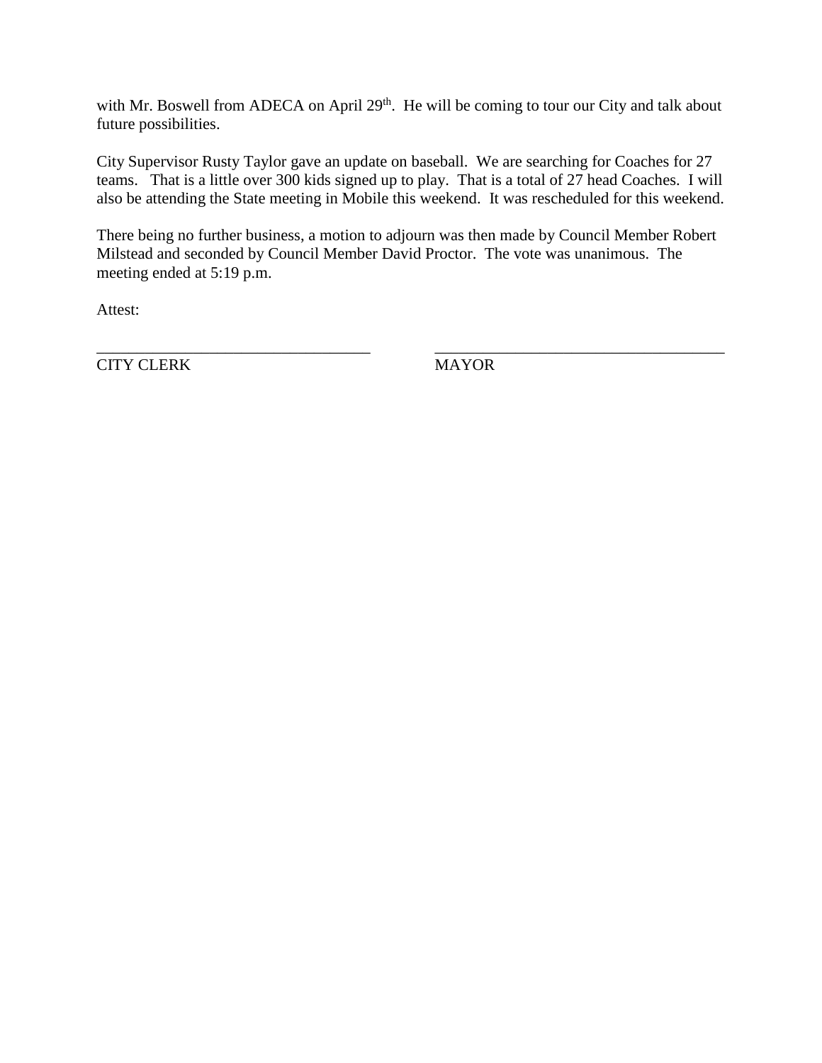with Mr. Boswell from ADECA on April 29th. He will be coming to tour our City and talk about future possibilities.

City Supervisor Rusty Taylor gave an update on baseball. We are searching for Coaches for 27 teams. That is a little over 300 kids signed up to play. That is a total of 27 head Coaches. I will also be attending the State meeting in Mobile this weekend. It was rescheduled for this weekend.

There being no further business, a motion to adjourn was then made by Council Member Robert Milstead and seconded by Council Member David Proctor. The vote was unanimous. The meeting ended at 5:19 p.m.

Attest:

| | |
|---|---|
| ___________________________________ | ___________________________________ |
| CITY CLERK | MAYOR |